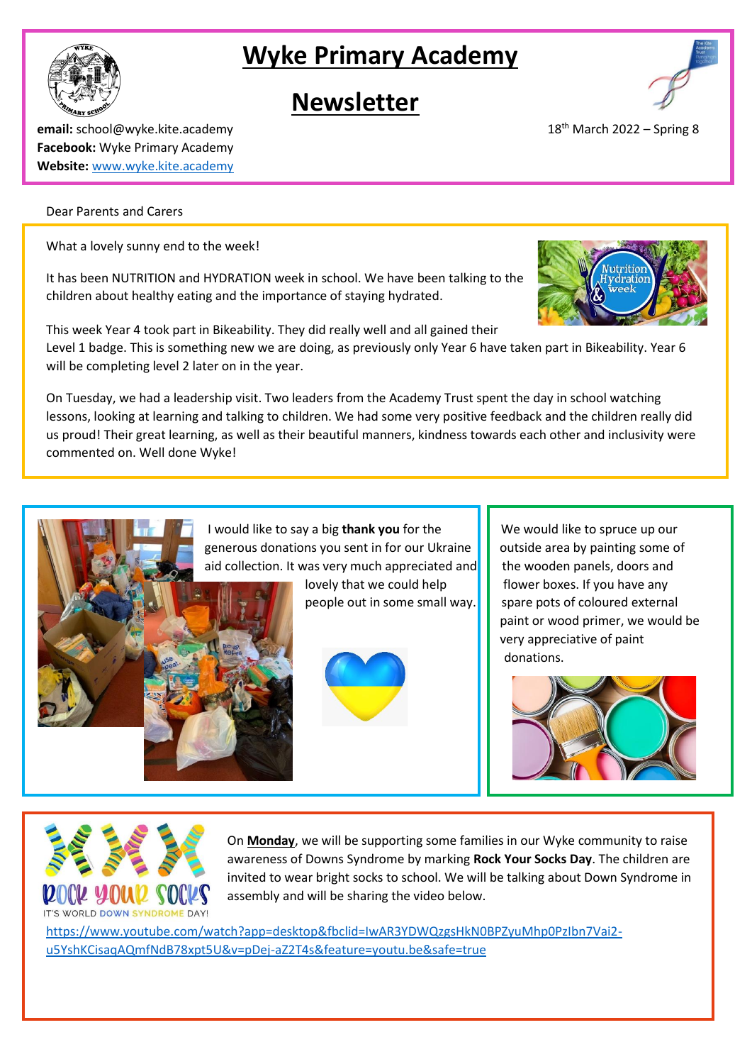# Wyke Primary Academy

## Newsletter

**email:** school@wyke.kite.academy
**Facebook:** Wyke Primary Academy
**Website:** www.wyke.kite.academy

18th March 2022 – Spring 8

Dear Parents and Carers

What a lovely sunny end to the week!

It has been NUTRITION and HYDRATION week in school. We have been talking to the children about healthy eating and the importance of staying hydrated.

This week Year 4 took part in Bikeability. They did really well and all gained their Level 1 badge. This is something new we are doing, as previously only Year 6 have taken part in Bikeability. Year 6 will be completing level 2 later on in the year.

On Tuesday, we had a leadership visit. Two leaders from the Academy Trust spent the day in school watching lessons, looking at learning and talking to children. We had some very positive feedback and the children really did us proud! Their great learning, as well as their beautiful manners, kindness towards each other and inclusivity were commented on. Well done Wyke!

I would like to say a big **thank you** for the generous donations you sent in for our Ukraine aid collection. It was very much appreciated and lovely that we could help people out in some small way.

We would like to spruce up our outside area by painting some of the wooden panels, doors and flower boxes. If you have any spare pots of coloured external paint or wood primer, we would be very appreciative of paint donations.

On **Monday**, we will be supporting some families in our Wyke community to raise awareness of Downs Syndrome by marking **Rock Your Socks Day**. The children are invited to wear bright socks to school. We will be talking about Down Syndrome in assembly and will be sharing the video below.

https://www.youtube.com/watch?app=desktop&fbclid=IwAR3YDWQzgsHkN0BPZyuMhp0PzIbn7Vai2-u5YshKCisaqAQmfNdB78xpt5U&v=pDej-aZ2T4s&feature=youtu.be&safe=true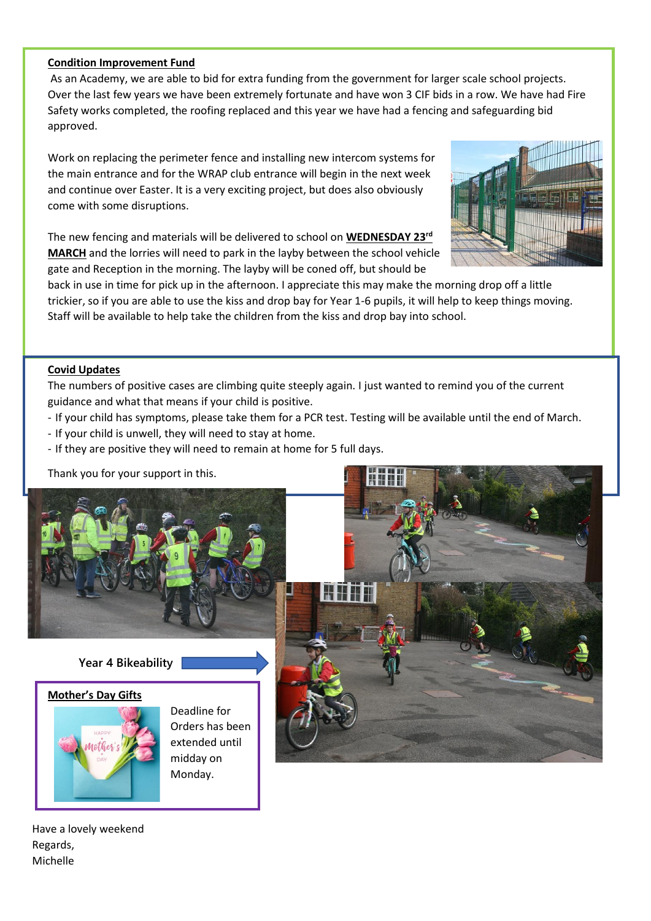## Condition Improvement Fund

As an Academy, we are able to bid for extra funding from the government for larger scale school projects. Over the last few years we have been extremely fortunate and have won 3 CIF bids in a row. We have had Fire Safety works completed, the roofing replaced and this year we have had a fencing and safeguarding bid approved.

Work on replacing the perimeter fence and installing new intercom systems for the main entrance and for the WRAP club entrance will begin in the next week and continue over Easter. It is a very exciting project, but does also obviously come with some disruptions.

The new fencing and materials will be delivered to school on **WEDNESDAY 23rd MARCH** and the lorries will need to park in the layby between the school vehicle gate and Reception in the morning. The layby will be coned off, but should be back in use in time for pick up in the afternoon. I appreciate this may make the morning drop off a little trickier, so if you are able to use the kiss and drop bay for Year 1-6 pupils, it will help to keep things moving. Staff will be available to help take the children from the kiss and drop bay into school.

## Covid Updates

The numbers of positive cases are climbing quite steeply again. I just wanted to remind you of the current guidance and what that means if your child is positive.

- If your child has symptoms, please take them for a PCR test. Testing will be available until the end of March.
- If your child is unwell, they will need to stay at home.
- If they are positive they will need to remain at home for 5 full days.

Thank you for your support in this.

Year 4 Bikeability

## Mother's Day Gifts

Deadline for Orders has been extended until midday on Monday.

Have a lovely weekend

Regards,

Michelle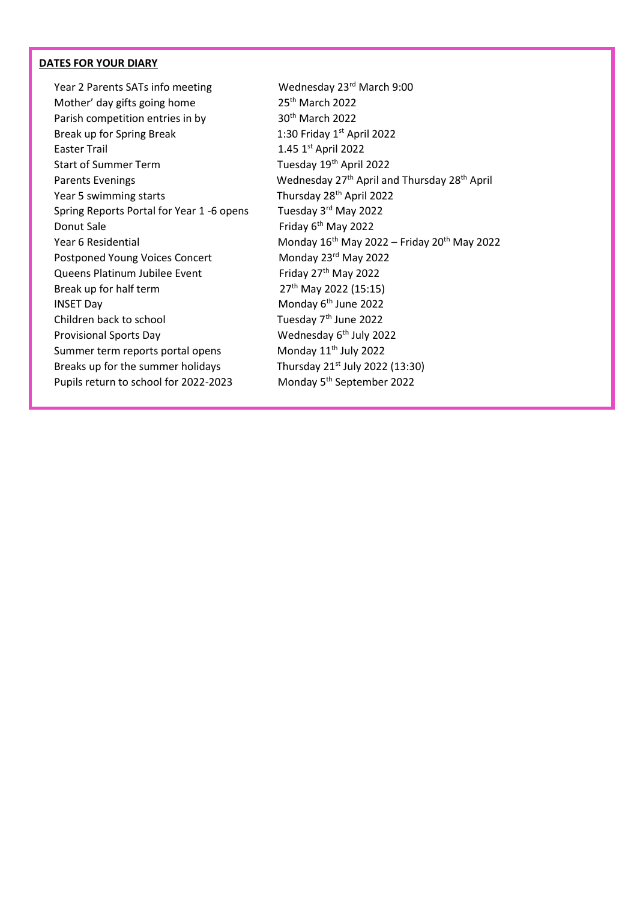**DATES FOR YOUR DIARY**

| | |
|---|---|
| Year 2 Parents SATs info meeting | Wednesday 23rd March 9:00 |
| Mother' day gifts going home | 25th March 2022 |
| Parish competition entries in by | 30th March 2022 |
| Break up for Spring Break | 1:30 Friday 1st April 2022 |
| Easter Trail | 1.45 1st April 2022 |
| Start of Summer Term | Tuesday 19th April 2022 |
| Parents Evenings | Wednesday 27th April and Thursday 28th April |
| Year 5 swimming starts | Thursday 28th April 2022 |
| Spring Reports Portal for Year 1 -6 opens | Tuesday 3rd May 2022 |
| Donut Sale | Friday 6th May 2022 |
| Year 6 Residential | Monday 16th May 2022 – Friday 20th May 2022 |
| Postponed Young Voices Concert | Monday 23rd May 2022 |
| Queens Platinum Jubilee Event | Friday 27th May 2022 |
| Break up for half term | 27th May 2022 (15:15) |
| INSET Day | Monday 6th June 2022 |
| Children back to school | Tuesday 7th June 2022 |
| Provisional Sports Day | Wednesday 6th July 2022 |
| Summer term reports portal opens | Monday 11th July 2022 |
| Breaks up for the summer holidays | Thursday 21st July 2022 (13:30) |
| Pupils return to school for 2022-2023 | Monday 5th September 2022 |